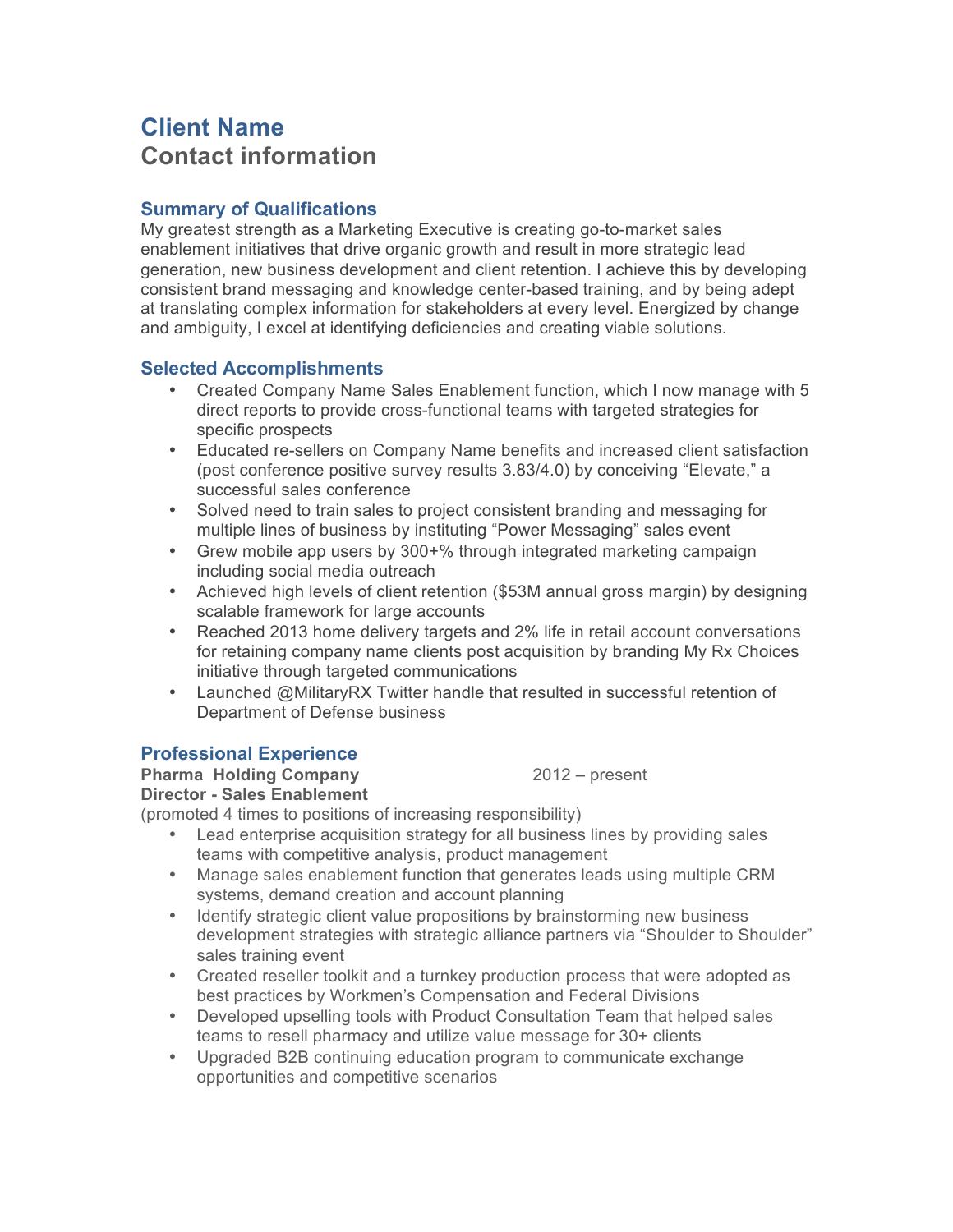# Client Name
## Contact information

### Summary of Qualifications

My greatest strength as a Marketing Executive is creating go-to-market sales enablement initiatives that drive organic growth and result in more strategic lead generation, new business development and client retention. I achieve this by developing consistent brand messaging and knowledge center-based training, and by being adept at translating complex information for stakeholders at every level. Energized by change and ambiguity, I excel at identifying deficiencies and creating viable solutions.

### Selected Accomplishments

- Created Company Name Sales Enablement function, which I now manage with 5 direct reports to provide cross-functional teams with targeted strategies for specific prospects
- Educated re-sellers on Company Name benefits and increased client satisfaction (post conference positive survey results 3.83/4.0) by conceiving "Elevate," a successful sales conference
- Solved need to train sales to project consistent branding and messaging for multiple lines of business by instituting "Power Messaging" sales event
- Grew mobile app users by 300+% through integrated marketing campaign including social media outreach
- Achieved high levels of client retention ($53M annual gross margin) by designing scalable framework for large accounts
- Reached 2013 home delivery targets and 2% life in retail account conversations for retaining company name clients post acquisition by branding My Rx Choices initiative through targeted communications
- Launched @MilitaryRX Twitter handle that resulted in successful retention of Department of Defense business

### Professional Experience

**Pharma Holding Company** 2012 – present
**Director - Sales Enablement**
(promoted 4 times to positions of increasing responsibility)

- Lead enterprise acquisition strategy for all business lines by providing sales teams with competitive analysis, product management
- Manage sales enablement function that generates leads using multiple CRM systems, demand creation and account planning
- Identify strategic client value propositions by brainstorming new business development strategies with strategic alliance partners via "Shoulder to Shoulder" sales training event
- Created reseller toolkit and a turnkey production process that were adopted as best practices by Workmen's Compensation and Federal Divisions
- Developed upselling tools with Product Consultation Team that helped sales teams to resell pharmacy and utilize value message for 30+ clients
- Upgraded B2B continuing education program to communicate exchange opportunities and competitive scenarios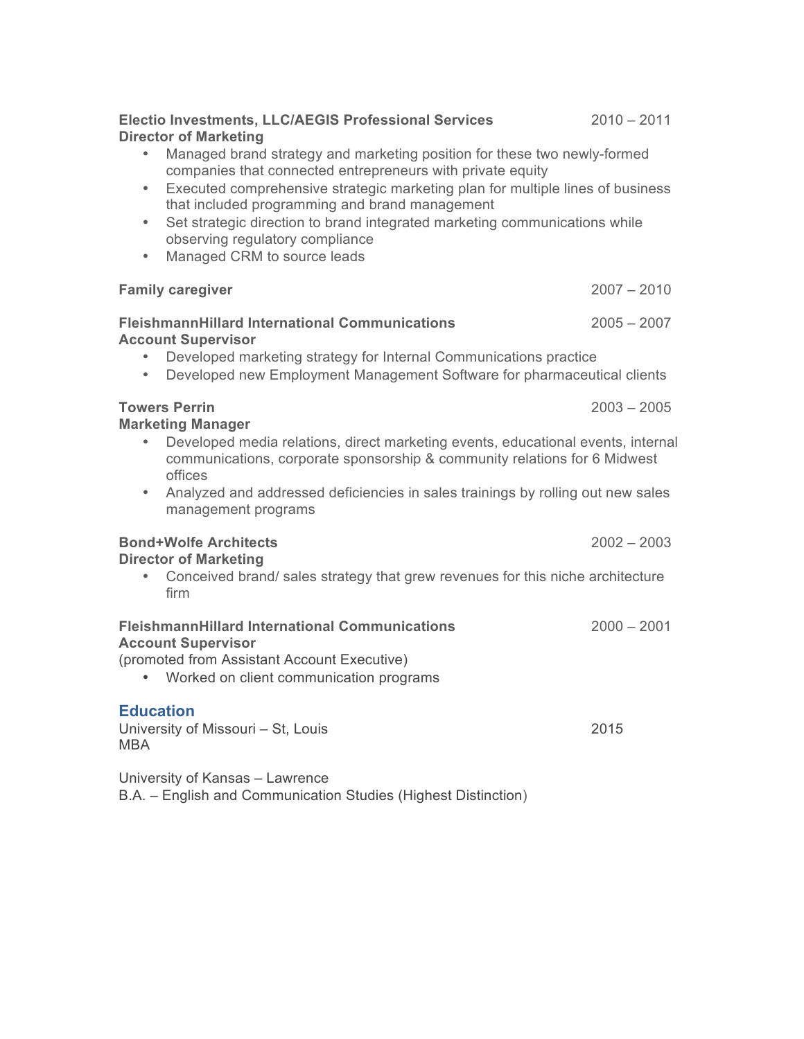**Electio Investments, LLC/AEGIS Professional Services** 2010 – 2011
**Director of Marketing**

- Managed brand strategy and marketing position for these two newly-formed companies that connected entrepreneurs with private equity
- Executed comprehensive strategic marketing plan for multiple lines of business that included programming and brand management
- Set strategic direction to brand integrated marketing communications while observing regulatory compliance
- Managed CRM to source leads

**Family caregiver** 2007 – 2010

**FleishmannHillard International Communications** 2005 – 2007
**Account Supervisor**

- Developed marketing strategy for Internal Communications practice
- Developed new Employment Management Software for pharmaceutical clients

**Towers Perrin** 2003 – 2005
**Marketing Manager**

- Developed media relations, direct marketing events, educational events, internal communications, corporate sponsorship & community relations for 6 Midwest offices
- Analyzed and addressed deficiencies in sales trainings by rolling out new sales management programs

**Bond+Wolfe Architects** 2002 – 2003
**Director of Marketing**

- Conceived brand/ sales strategy that grew revenues for this niche architecture firm

**FleishmannHillard International Communications** 2000 – 2001
**Account Supervisor**
(promoted from Assistant Account Executive)

- Worked on client communication programs

## Education

University of Missouri – St, Louis 2015
MBA

University of Kansas – Lawrence
B.A. – English and Communication Studies (Highest Distinction)